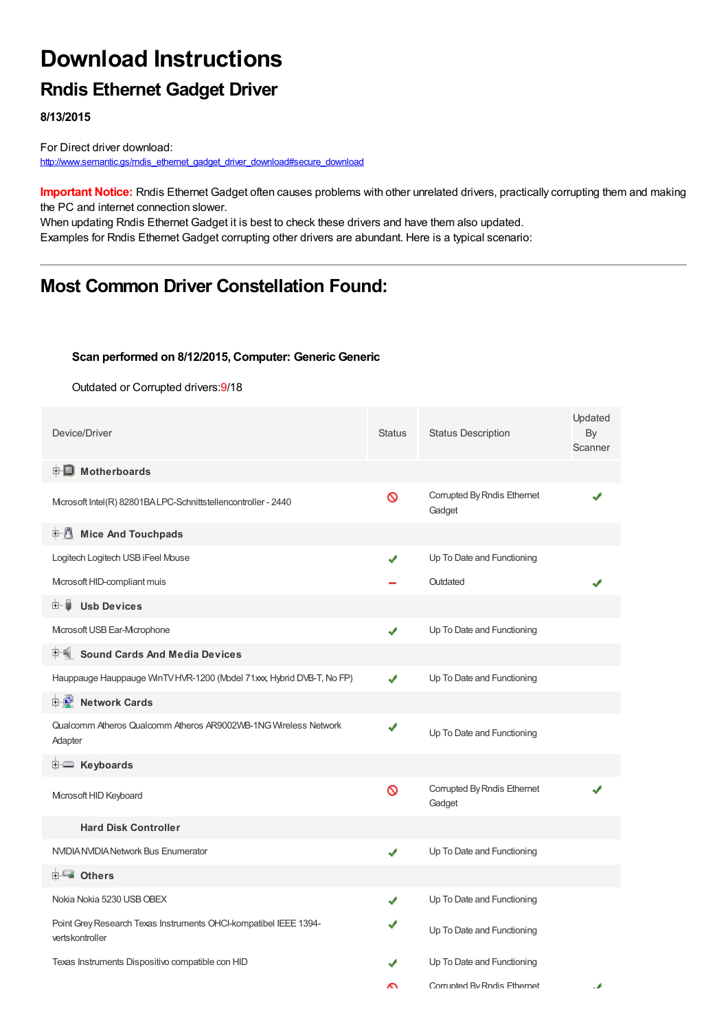# Download Instructions

## Rndis Ethernet Gadget Driver

**8/13/2015**

For Direct driver download:
http://www.semantic.gs/rndis_ethernet_gadget_driver_download#secure_download

**Important Notice:** Rndis Ethernet Gadget often causes problems with other unrelated drivers, practically corrupting them and making the PC and internet connection slower.
When updating Rndis Ethernet Gadget it is best to check these drivers and have them also updated.
Examples for Rndis Ethernet Gadget corrupting other drivers are abundant. Here is a typical scenario:

---

## Most Common Driver Constellation Found:

**Scan performed on 8/12/2015, Computer: Generic Generic**

Outdated or Corrupted drivers:9/18

| Device/Driver | Status | Status Description | Updated By Scanner |
|---|---|---|---|
| **Motherboards** | | | |
| Microsoft Intel(R) 82801BA LPC-Schnittstellencontroller - 2440 | 🚫 | Corrupted By Rndis Ethernet Gadget | ✔ |
| **Mice And Touchpads** | | | |
| Logitech Logitech USB iFeel Mouse | ✔ | Up To Date and Functioning | |
| Microsoft HID-compliant muis | – | Outdated | ✔ |
| **Usb Devices** | | | |
| Microsoft USB Ear-Microphone | ✔ | Up To Date and Functioning | |
| **Sound Cards And Media Devices** | | | |
| Hauppauge Hauppauge WinTV HVR-1200 (Model 71xxx, Hybrid DVB-T, No FP) | ✔ | Up To Date and Functioning | |
| **Network Cards** | | | |
| Qualcomm Atheros Qualcomm Atheros AR9002WB-1NG Wireless Network Adapter | ✔ | Up To Date and Functioning | |
| **Keyboards** | | | |
| Microsoft HID Keyboard | 🚫 | Corrupted By Rndis Ethernet Gadget | ✔ |
| **Hard Disk Controller** | | | |
| NVIDIA NVIDIA Network Bus Enumerator | ✔ | Up To Date and Functioning | |
| **Others** | | | |
| Nokia Nokia 5230 USB OBEX | ✔ | Up To Date and Functioning | |
| Point Grey Research Texas Instruments OHCI-kompatibel IEEE 1394-vertskontroller | ✔ | Up To Date and Functioning | |
| Texas Instruments Dispositivo compatible con HID | ✔ | Up To Date and Functioning | |
| | 🚫 | Corrupted By Rndis Ethernet | ✔ |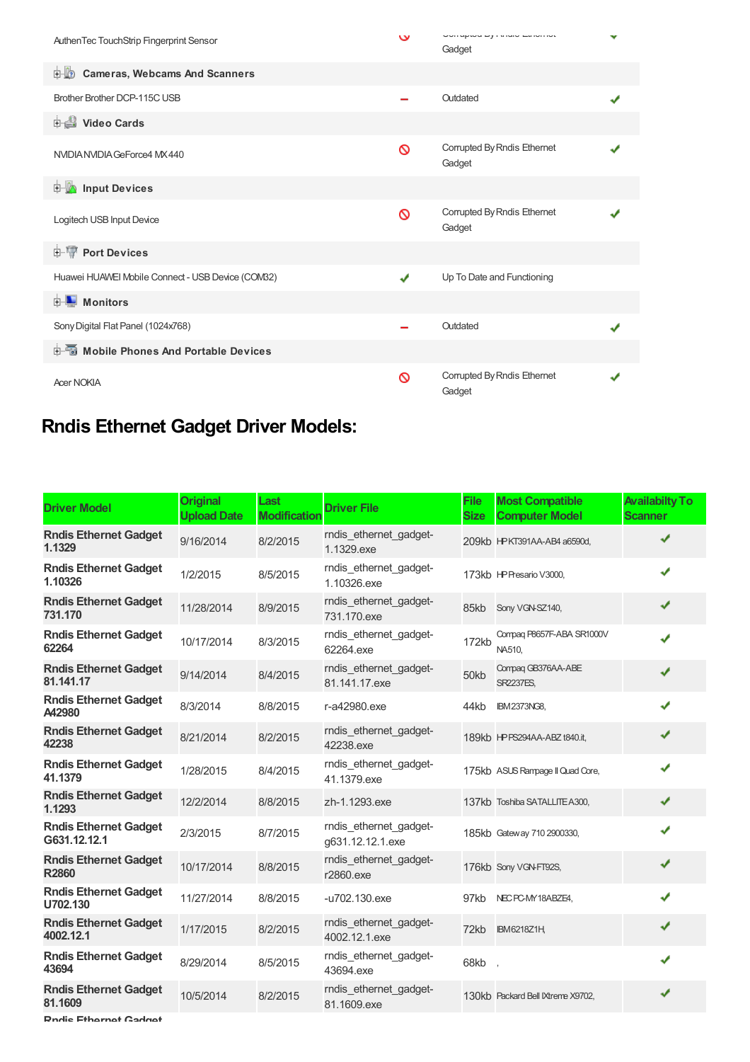| | | | |
|---|---|---|---|
| AuthenTec TouchStrip Fingerprint Sensor | ⃠ | Corrupted By Rndis Ethernet Gadget | ✔ |
| **Cameras, Webcams And Scanners** | | | |
| Brother Brother DCP-115C USB | ‒ | Outdated | ✔ |
| **Video Cards** | | | |
| NVIDIA NVIDIA GeForce4 MX 440 | ⃠ | Corrupted By Rndis Ethernet Gadget | ✔ |
| **Input Devices** | | | |
| Logitech USB Input Device | ⃠ | Corrupted By Rndis Ethernet Gadget | ✔ |
| **Port Devices** | | | |
| Huawei HUAWEI Mobile Connect - USB Device (COM32) | ✔ | Up To Date and Functioning | |
| **Monitors** | | | |
| Sony Digital Flat Panel (1024x768) | ‒ | Outdated | ✔ |
| **Mobile Phones And Portable Devices** | | | |
| Acer NOKIA | ⃠ | Corrupted By Rndis Ethernet Gadget | ✔ |

## Rndis Ethernet Gadget Driver Models:

| Driver Model | Original Upload Date | Last Modification | Driver File | File Size | Most Compatible Computer Model | Availabilty To Scanner |
|---|---|---|---|---|---|---|
| **Rndis Ethernet Gadget 1.1329** | 9/16/2014 | 8/2/2015 | rndis_ethernet_gadget-1.1329.exe | 209kb | HP KT391AA-AB4 a6590d, | ✔ |
| **Rndis Ethernet Gadget 1.10326** | 1/2/2015 | 8/5/2015 | rndis_ethernet_gadget-1.10326.exe | 173kb | HP Presario V3000, | ✔ |
| **Rndis Ethernet Gadget 731.170** | 11/28/2014 | 8/9/2015 | rndis_ethernet_gadget-731.170.exe | 85kb | Sony VGN-SZ140, | ✔ |
| **Rndis Ethernet Gadget 62264** | 10/17/2014 | 8/3/2015 | rndis_ethernet_gadget-62264.exe | 172kb | Compaq P8657F-ABA SR1000V NA510, | ✔ |
| **Rndis Ethernet Gadget 81.141.17** | 9/14/2014 | 8/4/2015 | rndis_ethernet_gadget-81.141.17.exe | 50kb | Compaq GB376AA-ABE SR2237ES, | ✔ |
| **Rndis Ethernet Gadget A42980** | 8/3/2014 | 8/8/2015 | r-a42980.exe | 44kb | IBM 2373NG8, | ✔ |
| **Rndis Ethernet Gadget 42238** | 8/21/2014 | 8/2/2015 | rndis_ethernet_gadget-42238.exe | 189kb | HP PS294AA-ABZ t840.it, | ✔ |
| **Rndis Ethernet Gadget 41.1379** | 1/28/2015 | 8/4/2015 | rndis_ethernet_gadget-41.1379.exe | 175kb | ASUS Rampage II Quad Core, | ✔ |
| **Rndis Ethernet Gadget 1.1293** | 12/2/2014 | 8/8/2015 | zh-1.1293.exe | 137kb | Toshiba SATALLITE A300, | ✔ |
| **Rndis Ethernet Gadget G631.12.12.1** | 2/3/2015 | 8/7/2015 | rndis_ethernet_gadget-g631.12.12.1.exe | 185kb | Gateway 710 2900330, | ✔ |
| **Rndis Ethernet Gadget R2860** | 10/17/2014 | 8/8/2015 | rndis_ethernet_gadget-r2860.exe | 176kb | Sony VGN-FT92S, | ✔ |
| **Rndis Ethernet Gadget U702.130** | 11/27/2014 | 8/8/2015 | -u702.130.exe | 97kb | NEC PC-MY18ABZE4, | ✔ |
| **Rndis Ethernet Gadget 4002.12.1** | 1/17/2015 | 8/2/2015 | rndis_ethernet_gadget-4002.12.1.exe | 72kb | IBM 6218Z1H, | ✔ |
| **Rndis Ethernet Gadget 43694** | 8/29/2014 | 8/5/2015 | rndis_ethernet_gadget-43694.exe | 68kb | , | ✔ |
| **Rndis Ethernet Gadget 81.1609** | 10/5/2014 | 8/2/2015 | rndis_ethernet_gadget-81.1609.exe | 130kb | Packard Bell IXtreme X9702, | ✔ |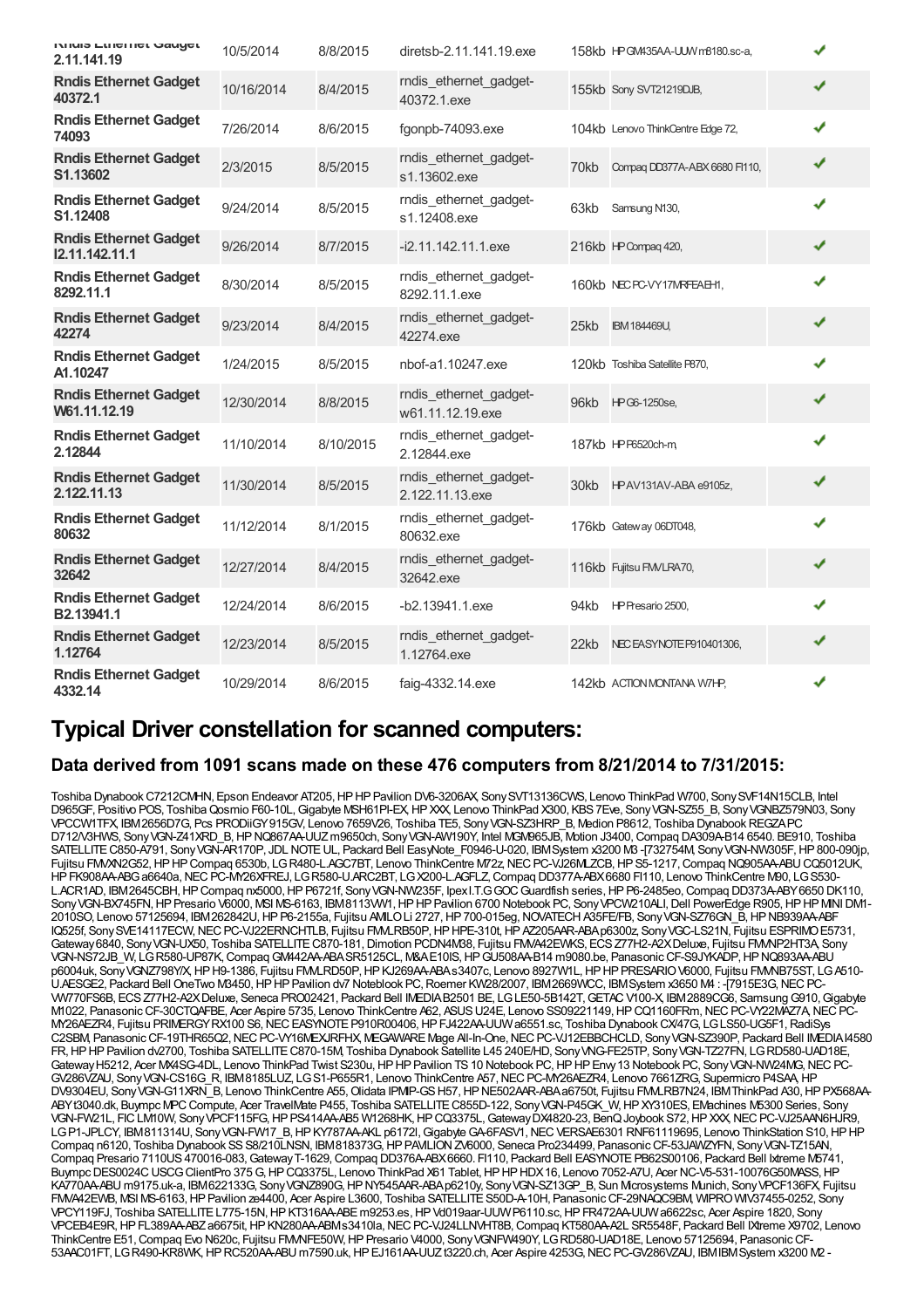| Rndis Ethernet Gadget 2.11.141.19 | 10/5/2014 | 8/8/2015 | diretsb-2.11.141.19.exe | 158kb | HP GM435AA-UUW m8180.sc-a, | ✔ |
|---|---|---|---|---|---|---|
| Rndis Ethernet Gadget 40372.1 | 10/16/2014 | 8/4/2015 | rndis_ethernet_gadget-40372.1.exe | 155kb | Sony SVT21219DJB, | ✔ |
| Rndis Ethernet Gadget 74093 | 7/26/2014 | 8/6/2015 | fgonpb-74093.exe | 104kb | Lenovo ThinkCentre Edge 72, | ✔ |
| Rndis Ethernet Gadget S1.13602 | 2/3/2015 | 8/5/2015 | rndis_ethernet_gadget-s1.13602.exe | 70kb | Compaq DD377A-ABX 6680 FI110, | ✔ |
| Rndis Ethernet Gadget S1.12408 | 9/24/2014 | 8/5/2015 | rndis_ethernet_gadget-s1.12408.exe | 63kb | Samsung N130, | ✔ |
| Rndis Ethernet Gadget I2.11.142.11.1 | 9/26/2014 | 8/7/2015 | -i2.11.142.11.1.exe | 216kb | HP Compaq 420, | ✔ |
| Rndis Ethernet Gadget 8292.11.1 | 8/30/2014 | 8/5/2015 | rndis_ethernet_gadget-8292.11.1.exe | 160kb | NEC PC-VY17MRFEAEH1, | ✔ |
| Rndis Ethernet Gadget 42274 | 9/23/2014 | 8/4/2015 | rndis_ethernet_gadget-42274.exe | 25kb | IBM 184469U, | ✔ |
| Rndis Ethernet Gadget A1.10247 | 1/24/2015 | 8/5/2015 | nbof-a1.10247.exe | 120kb | Toshiba Satellite P870, | ✔ |
| Rndis Ethernet Gadget W61.11.12.19 | 12/30/2014 | 8/8/2015 | rndis_ethernet_gadget-w61.11.12.19.exe | 96kb | HP G6-1250se, | ✔ |
| Rndis Ethernet Gadget 2.12844 | 11/10/2014 | 8/10/2015 | rndis_ethernet_gadget-2.12844.exe | 187kb | HP P6520ch-m, | ✔ |
| Rndis Ethernet Gadget 2.122.11.13 | 11/30/2014 | 8/5/2015 | rndis_ethernet_gadget-2.122.11.13.exe | 30kb | HP AV131AV-ABA e9105z, | ✔ |
| Rndis Ethernet Gadget 80632 | 11/12/2014 | 8/1/2015 | rndis_ethernet_gadget-80632.exe | 176kb | Gateway 06DT048, | ✔ |
| Rndis Ethernet Gadget 32642 | 12/27/2014 | 8/4/2015 | rndis_ethernet_gadget-32642.exe | 116kb | Fujitsu FMVLRA70, | ✔ |
| Rndis Ethernet Gadget B2.13941.1 | 12/24/2014 | 8/6/2015 | -b2.13941.1.exe | 94kb | HP Presario 2500, | ✔ |
| Rndis Ethernet Gadget 1.12764 | 12/23/2014 | 8/5/2015 | rndis_ethernet_gadget-1.12764.exe | 22kb | NEC EASYNOTE P910401306, | ✔ |
| Rndis Ethernet Gadget 4332.14 | 10/29/2014 | 8/6/2015 | faig-4332.14.exe | 142kb | ACTION MONTANA W7HP, | ✔ |

# Typical Driver constellation for scanned computers:

### Data derived from 1091 scans made on these 476 computers from 8/21/2014 to 7/31/2015:

Toshiba Dynabook C7212CMHN, Epson Endeavor AT205, HP HP Pavilion DV6-3206AX, Sony SVT13136CWS, Lenovo ThinkPad W700, Sony SVF14N15CLB, Intel D965GF, Positivo POS, Toshiba Qosmio F60-10L, Gigabyte MSH61PI-EX, HP XXX, Lenovo ThinkPad X300, KBS 7Eve, Sony VGN-SZ55_B, Sony VGNBZ579N03, Sony VPCCW1TFX, IBM 2656D7G, Pcs PRODiiGY 915GV, Lenovo 7659V26, Toshiba TE5, Sony VGN-SZ3HRP_B, Medion P8612, Toshiba Dynabook REGZA PC D712/V3HWS, Sony VGN-Z41XRD_B, HP NQ867AA-UUZ m9650ch, Sony VGN-AW190Y, Intel MGM965JB, Motion J3400, Compaq DA309A-B14 6540. BE910, Toshiba SATELLITE C850-A791, Sony VGN-AR170P, JDL NOTE UL, Packard Bell EasyNote_F0946-U-020, IBM System x3200 M3 -[732754M, Sony VGN-NW305F, HP 800-090jp, Fujitsu FMVXN2G52, HP HP Compaq 6530b, LG R480-L.AGC7BT, Lenovo ThinkCentre M72z, NEC PC-VJ26MLZCB, HP S5-1217, Compaq NQ905AA-ABU CQ5012UK, HP FK908AA-ABG a6640a, NEC PC-MY26XFREJ, LG R580-U.ARC2BT, LG X200-L.AGFLZ, Compaq DD377A-ABX 6680 FI110, Lenovo ThinkCentre M90, LG S530-L.ACR1AD, IBM 2645CBH, HP Compaq nx5000, HP P6721f, Sony VGN-NW235F, Ipex I.T.G GOC Guardfish series, HP P6-2485eo, Compaq DD373A-ABY 6650 DK110, Sony VGN-BX745FN, HP Presario V6000, MSI MS-6163, IBM 8113WV1, HP HP Pavilion 6700 Notebook PC, Sony VPCW210ALI, Dell PowerEdge R905, HP HP MINI DM1-2010SO, Lenovo 57125694, IBM 262842U, HP P6-2155a, Fujitsu AMILO Li 2727, HP 700-015eg, NOVATECH A35FE/FB, Sony VGN-SZ76GN_B, HP NB939AA-ABF IQ525f, Sony SVE14117ECW, NEC PC-VJ22ERNCHTLB, Fujitsu FMVLRB50P, HP HPE-310t, HP AZ205AAR-ABA p6300z, Sony VGC-LS21N, Fujitsu ESPRIMO E5731, Gateway 6840, Sony VGN-UX50, Toshiba SATELLITE C870-181, Dimotion PCDN4M38, Fujitsu FMVA42EWKS, ECS Z77H2-A2X Deluxe, Fujitsu FMVNP2HT3A, Sony VGN-NS72JB_W, LG R580-UP87K, Compaq GM442AA-ABA SR5125CL, M&A E10IS, HP GU508AA-B14 m9080.be, Panasonic CF-S9JYKADP, HP NQ893AA-ABU p6004uk, Sony VGNZ798Y/X, HP H9-1386, Fujitsu FMVLRD50P, HP KJ269AA-ABA s3407c, Lenovo 8927W1L, HP HP PRESARIO V6000, Fujitsu FMVNB75ST, LG A510-U.AESGE2, Packard Bell OneTwo M3450, HP HP Pavilion dv7 Noteblook PC, Roemer KW28/2007, IBM2669WCC, IBM System x3650 M4 : -[7915E3G, NEC PC-VW770FS6B, ECS Z77H2-A2X Deluxe, Seneca PRO02421, Packard Bell IMEDIA B2501 BE, LG LE50-5B142T, GETAC V100-X, IBM 2889CG6, Samsung G910, Gigabyte M1022, Panasonic CF-30CTQAFBE, Acer Aspire 5735, Lenovo ThinkCentre A62, ASUS U24E, Lenovo SS09221149, HP CQ1160FRm, NEC PC-VY22MAZ7A, NEC PC-MY26AEZR4, Fujitsu PRIMERGY RX100 S6, NEC EASYNOTE P910R00406, HP FJ422AA-UUW a6551.sc, Toshiba Dynabook CX/47G, LG LS50-UG5F1, RadiSys C2SBM, Panasonic CF-19THR65Q2, NEC PC-VY16MEXJRFHX, MEGAWARE Mage All-In-One, NEC PC-VJ12EBBCHCLD, Sony VGN-SZ390P, Packard Bell IMEDIA I4580 FR, HP HP Pavilion dv2700, Toshiba SATELLITE C870-15M, Toshiba Dynabook Satellite L45 240E/HD, Sony VNG-FE25TP, Sony VGN-TZ27FN, LG RD580-UAD18E, Gateway H5212, Acer MX4SG-4DL, Lenovo ThinkPad Twist S230u, HP HP Pavilion TS 10 Notebook PC, HP HP Envy 13 Notebook PC, Sony VGN-NW24MG, NEC PC-GV286VZAU, Sony VGN-CS16G_R, IBM 8185LUZ, LG S1-P655R1, Lenovo ThinkCentre A57, NEC PC-MY26AEZR4, Lenovo 7661ZRG, Supermicro P4SAA, HP DV9304EU, Sony VGN-G11XRN_B, Lenovo ThinkCentre A55, Olidata IPMIP-GS H57, HP NE502AAR-ABA a6750t, Fujitsu FMVLRB7N24, IBM ThinkPad A30, HP PX568AA-ABY t3040.dk, Buympc MPC Compute, Acer TravelMate P455, Toshiba SATELLITE C855D-122, Sony VGN-P45GK_W, HP XY310ES, EMachines M5300 Series, Sony VGN-FW21L, FIC LM10W, Sony VPCF115FG, HP PS414AA-AB5 W1268HK, HP CQ3375L, Gateway DX4820-23, BenQ Joybook S72, HP XXX, NEC PC-VJ25AAN6HJR9, LG P1-JPLCY, IBM 811314U, Sony VGN-FW17_B, HP KY787AA-AKL p6172l, Gigabyte GA-6FASV1, NEC VERSAE6301 RNF61119695, Lenovo ThinkStation S10, HP HP Compaq n6120, Toshiba Dynabook SS S8/210LNSN, IBM 818373G, HP PAVILION ZV6000, Seneca Pro234499, Panasonic CF-53JAWZYFN, Sony VGN-TZ15AN, Compaq Presario 7110US 470016-083, Gateway T-1629, Compaq DD376A-ABX 6660. FI110, Packard Bell EASYNOTE PB62S00106, Packard Bell Ixtreme M5741, Buympc DES0024C USCG ClientPro 375 G, HP CQ3375L, Lenovo ThinkPad X61 Tablet, HP HP HDX 16, Lenovo 7052-A7U, Acer NC-V5-531-10076G50MASS, HP KA770AA-ABU m9175.uk-a, IBM 622133G, Sony VGNZ890G, HP NY545AAR-ABA p6210y, Sony VGN-SZ13GP_B, Sun Microsystems Munich, Sony VPCF136FX, Fujitsu FMVA42EWB, MSI MS-6163, HP Pavilion ze4400, Acer Aspire L3600, Toshiba SATELLITE S50D-A-10H, Panasonic CF-29NAQC9BM, WIPRO WIV37455-0252, Sony VPCY119FJ, Toshiba SATELLITE L775-15N, HP KT316AA-ABE m9253.es, HP Vd019aar-UUW P6110.sc, HP FR472AA-UUW a6622sc, Acer Aspire 1820, Sony VPCEB4E9R, HP FL389AA-ABZ a6675it, HP KN280AA-ABM s3410la, NEC PC-VJ24LLNVHT8B, Compaq KT580AA-A2L SR5548F, Packard Bell IXtreme X9702, Lenovo ThinkCentre E51, Compaq Evo N620c, Fujitsu FMVNFE50W, HP Presario V4000, Sony VGNFW490Y, LG RD580-UAD18E, Lenovo 57125694, Panasonic CF-53AAC01FT, LG R490-KR8WK, HP RC520AA-ABU m7590.uk, HP EJ161AA-UUZ t3220.ch, Acer Aspire 4253G, NEC PC-GV286VZAU, IBM IBM System x3200 M2 -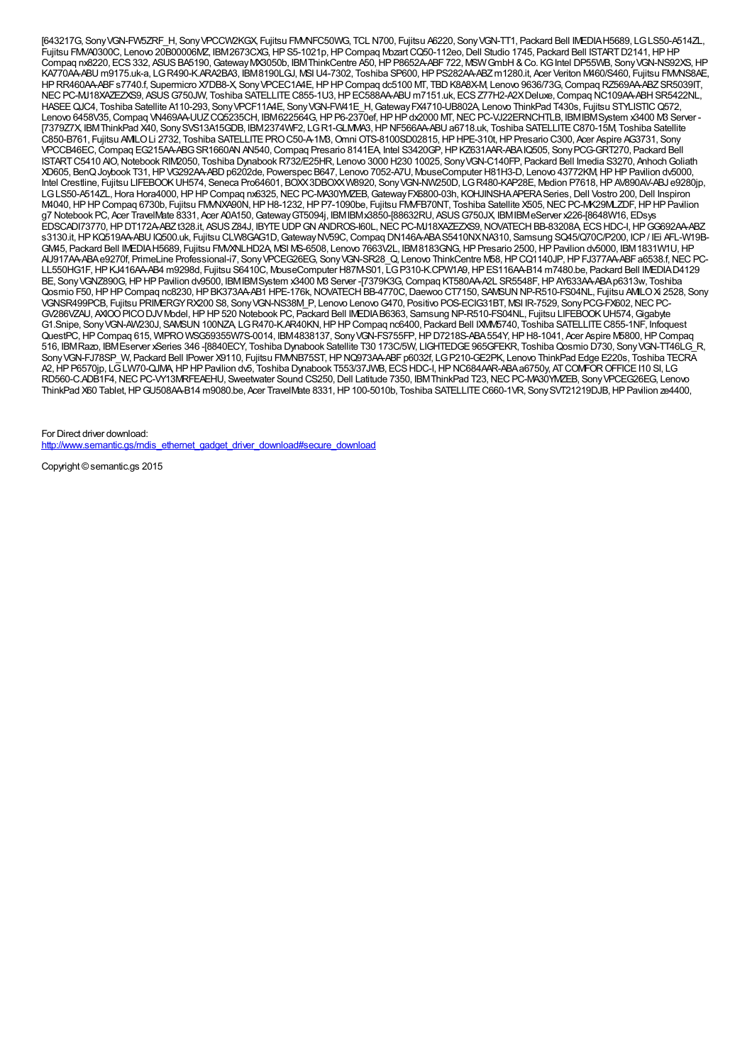[643217G, Sony VGN-FW5ZRF_H, Sony VPCCW2KGX, Fujitsu FMVNFC50WG, TCL N700, Fujitsu A6220, Sony VGN-TT1, Packard Bell IMEDIA H5689, LG LS50-A514ZL, Fujitsu FMVA0300C, Lenovo 20B00006MZ, IBM 2673CXG, HP S5-1021p, HP Compaq Mozart CQ50-112eo, Dell Studio 1745, Packard Bell ISTART D2141, HP HP Compaq nx8220, ECS 332, ASUS BA5190, Gateway MX3050b, IBM ThinkCentre A50, HP P8652A-ABF 722, MSW GmbH & Co. KG Intel DP55WB, Sony VGN-NS92XS, HP KA770AA-ABU m9175.uk-a, LG R490-K.ARA2BA3, IBM 8190LGJ, MSI U4-7302, Toshiba SP600, HP PS282AA-ABZ m1280.it, Acer Veriton M460/S460, Fujitsu FMVNS8AE, HP RR460AA-ABF s7740.f, Supermicro X7DB8-X, Sony VPCEC1A4E, HP HP Compaq dc5100 MT, TBD K8A8X-M, Lenovo 9636/73G, Compaq RZ569AA-ABZ SR5039IT, NEC PC-MJ18XAZEZXS9, ASUS G750JW, Toshiba SATELLITE C855-1U3, HP EC588AA-ABU m7151.uk, ECS Z77H2-A2X Deluxe, Compaq NC109AA-ABH SR5422NL, HASEE QJC4, Toshiba Satellite A110-293, Sony VPCF11A4E, Sony VGN-FW41E_H, Gateway FX4710-UB802A, Lenovo ThinkPad T430s, Fujitsu STYLISTIC Q572, Lenovo 6458V35, Compaq VN469AA-UUZ CQ5235CH, IBM 622564G, HP P6-2370ef, HP HP dx2000 MT, NEC PC-VJ22ERNCHTLB, IBM IBM System x3400 M3 Server -[7379Z7X, IBM ThinkPad X40, Sony SVS13A15GDB, IBM 2374WF2, LG R1-GLMMA3, HP NF566AA-ABU a6718.uk, Toshiba SATELLITE C870-15M, Toshiba Satellite C850-B761, Fujitsu AMILO Li 2732, Toshiba SATELLITE PRO C50-A-1M3, Omni OTS-8100SD02815, HP HPE-310t, HP Presario C300, Acer Aspire AG3731, Sony VPCCB46EC, Compaq EG215AA-ABG SR1660AN AN540, Compaq Presario 8141EA, Intel S3420GP, HP KZ631AAR-ABA IQ505, Sony PCG-GRT270, Packard Bell ISTART C5410 AIO, Notebook RIM2050, Toshiba Dynabook R732/E25HR, Lenovo 3000 H230 10025, Sony VGN-C140FP, Packard Bell Imedia S3270, Anhoch Goliath XD605, BenQ Joybook T31, HP VG292AA-ABD p6202de, Powerspec B647, Lenovo 7052-A7U, MouseComputer H81H3-D, Lenovo 43772KM, HP HP Pavilion dv5000, Intel Crestline, Fujitsu LIFEBOOK UH574, Seneca Pro64601, BOXX 3DBOXX W8920, Sony VGN-NW250D, LG R480-KAP28E, Medion P7618, HP AV890AV-ABJ e9280jp, LG LS50-A514ZL, Hora Hora4000, HP HP Compaq nx6325, NEC PC-MA30YMZEB, Gateway FX6800-03h, KOHJINSHA APERA Series, Dell Vostro 200, Dell Inspiron M4040, HP HP Compaq 6730b, Fujitsu FMVNXA90N, HP H8-1232, HP P7-1090be, Fujitsu FMVFB70NT, Toshiba Satellite X505, NEC PC-MK29MLZDF, HP HP Pavilion g7 Notebook PC, Acer TravelMate 8331, Acer A0A150, Gateway GT5094j, IBM IBM x3850-[88632RU, ASUS G750JX, IBM IBM eServer x226-[8648W16, EDsys EDSCADI73770, HP DT172A-ABZ t328.it, ASUS Z84J, IBYTE UDP GN ANDROS-I60L, NEC PC-MJ18XAZEZXS9, NOVATECH BB-83208A, ECS HDC-I, HP GG692AA-ABZ s3130.it, HP KQ519AA-ABU IQ500.uk, Fujitsu CLW8GAG1D, Gateway NV59C, Compaq DN146A-ABA S5410NX NA310, Samsung SQ45/Q70C/P200, ICP / IEi AFL-W19B-GM45, Packard Bell IMEDIA H5689, Fujitsu FMVXNLHD2A, MSI MS-6508, Lenovo 7663V2L, IBM 8183GNG, HP Presario 2500, HP Pavilion dv5000, IBM 1831W1U, HP AU917AA-ABA e9270f, PrimeLine Professional-i7, Sony VPCEG26EG, Sony VGN-SR28_Q, Lenovo ThinkCentre M58, HP CQ1140JP, HP FJ377AA-ABF a6538.f, NEC PC-LL550HG1F, HP KJ416AA-AB4 m9298d, Fujitsu S6410C, MouseComputer H87M-S01, LG P310-K.CPW1A9, HP ES116AA-B14 m7480.be, Packard Bell IMEDIA D4129 BE, Sony VGNZ890G, HP HP Pavilion dv9500, IBM IBM System x3400 M3 Server -[7379K3G, Compaq KT580AA-A2L SR5548F, HP AY633AA-ABA p6313w, Toshiba Qosmio F50, HP HP Compaq nc8230, HP BK373AA-AB1 HPE-176k, NOVATECH BB-4770C, Daewoo CT7150, SAMSUN NP-R510-FS04NL, Fujitsu AMILO Xi 2528, Sony VGNSR499PCB, Fujitsu PRIMERGY RX200 S8, Sony VGN-NS38M_P, Lenovo Lenovo G470, Positivo POS-ECIG31BT, MSI IR-7529, Sony PCG-FX602, NEC PC-GV286VZAU, AXIOO PICO DJV Model, HP HP 520 Notebook PC, Packard Bell IMEDIA B6363, Samsung NP-R510-FS04NL, Fujitsu LIFEBOOK UH574, Gigabyte G1.Snipe, Sony VGN-AW230J, SAMSUN 100NZA, LG R470-K.AR40KN, HP HP Compaq nc6400, Packard Bell IXMM5740, Toshiba SATELLITE C855-1NF, Infoquest QuestPC, HP Compaq 615, WIPRO WSG59355W7S-0014, IBM 4838137, Sony VGN-FS755FP, HP D7218S-ABA 554Y, HP H8-1041, Acer Aspire M5800, HP Compaq 516, IBM Razo, IBM Eserver xSeries 346 -[8840ECY, Toshiba Dynabook Satellite T30 173C/5W, LIGHTEDGE 965GFEKR, Toshiba Qosmio D730, Sony VGN-TT46LG_R, Sony VGN-FJ78SP_W, Packard Bell IPower X9110, Fujitsu FMVNB75ST, HP NQ973AA-ABF p6032f, LG P210-GE2PK, Lenovo ThinkPad Edge E220s, Toshiba TECRA A2, HP P6570jp, LG LW70-QJMA, HP HP Pavilion dv5, Toshiba Dynabook T553/37JWB, ECS HDC-I, HP NC684AAR-ABA a6750y, AT COMFOR OFFICE I10 SI, LG RD560-C.ADB1F4, NEC PC-VY13MRFEAEHU, Sweetwater Sound CS250, Dell Latitude 7350, IBM ThinkPad T23, NEC PC-MA30YMZEB, Sony VPCEG26EG, Lenovo ThinkPad X60 Tablet, HP GU508AA-B14 m9080.be, Acer TravelMate 8331, HP 100-5010b, Toshiba SATELLITE C660-1VR, Sony SVT21219DJB, HP Pavilion ze4400,

For Direct driver download:
[http://www.semantic.gs/rndis_ethernet_gadget_driver_download#secure_download](http://www.semantic.gs/rndis_ethernet_gadget_driver_download#secure_download)

Copyright © semantic.gs 2015